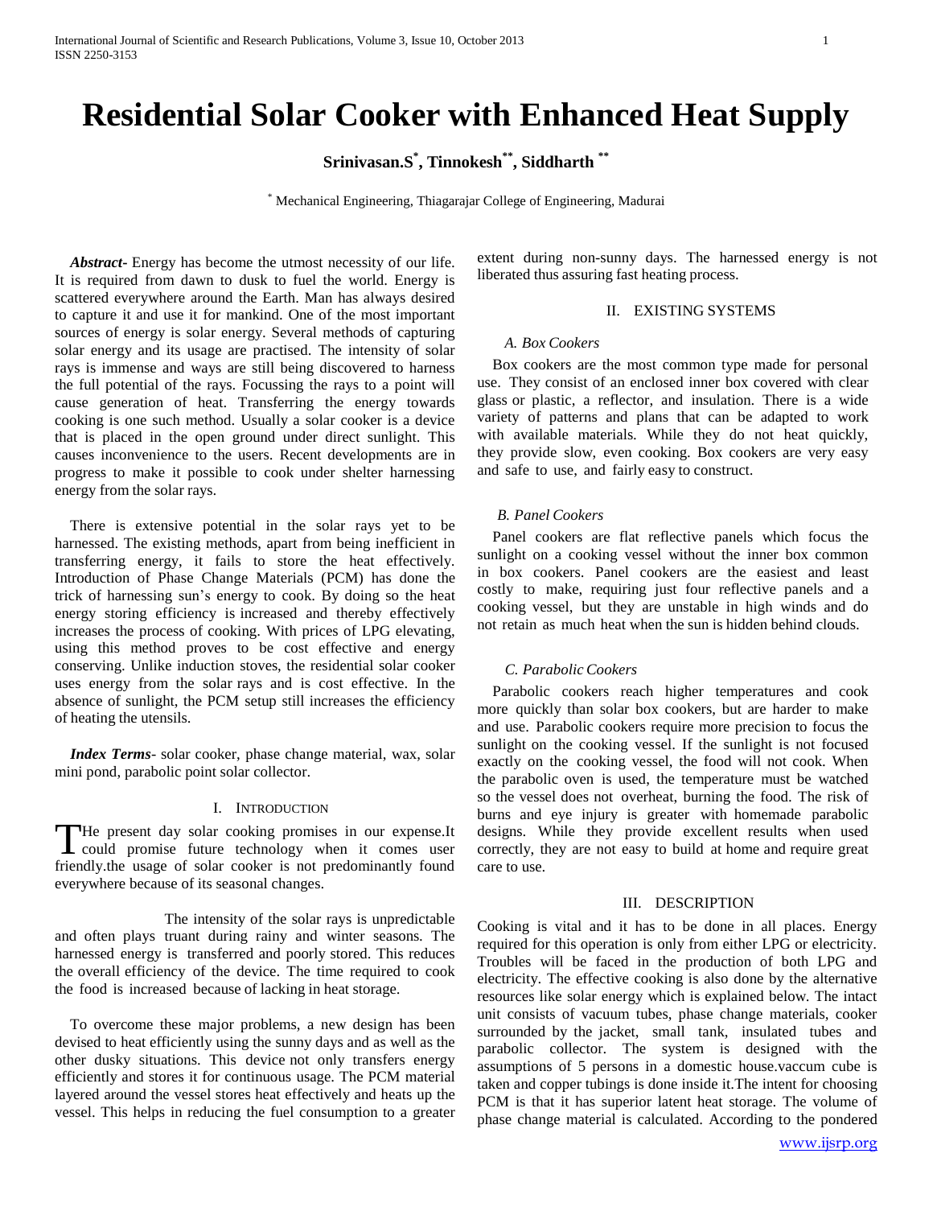# Residential Solar Cooker with Enhanced Heat Supply

**Srinivasan.S[*], Tinnokesh[**], Siddharth [**]**

[*] Mechanical Engineering, Thiagarajar College of Engineering, Madurai

***Abstract-*** Energy has become the utmost necessity of our life. It is required from dawn to dusk to fuel the world. Energy is scattered everywhere around the Earth. Man has always desired to capture it and use it for mankind. One of the most important sources of energy is solar energy. Several methods of capturing solar energy and its usage are practised. The intensity of solar rays is immense and ways are still being discovered to harness the full potential of the rays. Focussing the rays to a point will cause generation of heat. Transferring the energy towards cooking is one such method. Usually a solar cooker is a device that is placed in the open ground under direct sunlight. This causes inconvenience to the users. Recent developments are in progress to make it possible to cook under shelter harnessing energy from the solar rays.

There is extensive potential in the solar rays yet to be harnessed. The existing methods, apart from being inefficient in transferring energy, it fails to store the heat effectively. Introduction of Phase Change Materials (PCM) has done the trick of harnessing sun's energy to cook. By doing so the heat energy storing efficiency is increased and thereby effectively increases the process of cooking. With prices of LPG elevating, using this method proves to be cost effective and energy conserving. Unlike induction stoves, the residential solar cooker uses energy from the solar rays and is cost effective. In the absence of sunlight, the PCM setup still increases the efficiency of heating the utensils.

***Index Terms*-** solar cooker, phase change material, wax, solar mini pond, parabolic point solar collector.

## I. Introduction

THe present day solar cooking promises in our expense.It could promise future technology when it comes user friendly.the usage of solar cooker is not predominantly found everywhere because of its seasonal changes.

The intensity of the solar rays is unpredictable and often plays truant during rainy and winter seasons. The harnessed energy is transferred and poorly stored. This reduces the overall efficiency of the device. The time required to cook the food is increased because of lacking in heat storage.

To overcome these major problems, a new design has been devised to heat efficiently using the sunny days and as well as the other dusky situations. This device not only transfers energy efficiently and stores it for continuous usage. The PCM material layered around the vessel stores heat effectively and heats up the vessel. This helps in reducing the fuel consumption to a greater extent during non-sunny days. The harnessed energy is not liberated thus assuring fast heating process.

## II. Existing Systems

### *A. Box Cookers*

Box cookers are the most common type made for personal use. They consist of an enclosed inner box covered with clear glass or plastic, a reflector, and insulation. There is a wide variety of patterns and plans that can be adapted to work with available materials. While they do not heat quickly, they provide slow, even cooking. Box cookers are very easy and safe to use, and fairly easy to construct.

### *B. Panel Cookers*

Panel cookers are flat reflective panels which focus the sunlight on a cooking vessel without the inner box common in box cookers. Panel cookers are the easiest and least costly to make, requiring just four reflective panels and a cooking vessel, but they are unstable in high winds and do not retain as much heat when the sun is hidden behind clouds.

### *C. Parabolic Cookers*

Parabolic cookers reach higher temperatures and cook more quickly than solar box cookers, but are harder to make and use. Parabolic cookers require more precision to focus the sunlight on the cooking vessel. If the sunlight is not focused exactly on the cooking vessel, the food will not cook. When the parabolic oven is used, the temperature must be watched so the vessel does not overheat, burning the food. The risk of burns and eye injury is greater with homemade parabolic designs. While they provide excellent results when used correctly, they are not easy to build at home and require great care to use.

## III. Description

Cooking is vital and it has to be done in all places. Energy required for this operation is only from either LPG or electricity. Troubles will be faced in the production of both LPG and electricity. The effective cooking is also done by the alternative resources like solar energy which is explained below. The intact unit consists of vacuum tubes, phase change materials, cooker surrounded by the jacket, small tank, insulated tubes and parabolic collector. The system is designed with the assumptions of 5 persons in a domestic house.vaccum cube is taken and copper tubings is done inside it.The intent for choosing PCM is that it has superior latent heat storage. The volume of phase change material is calculated. According to the pondered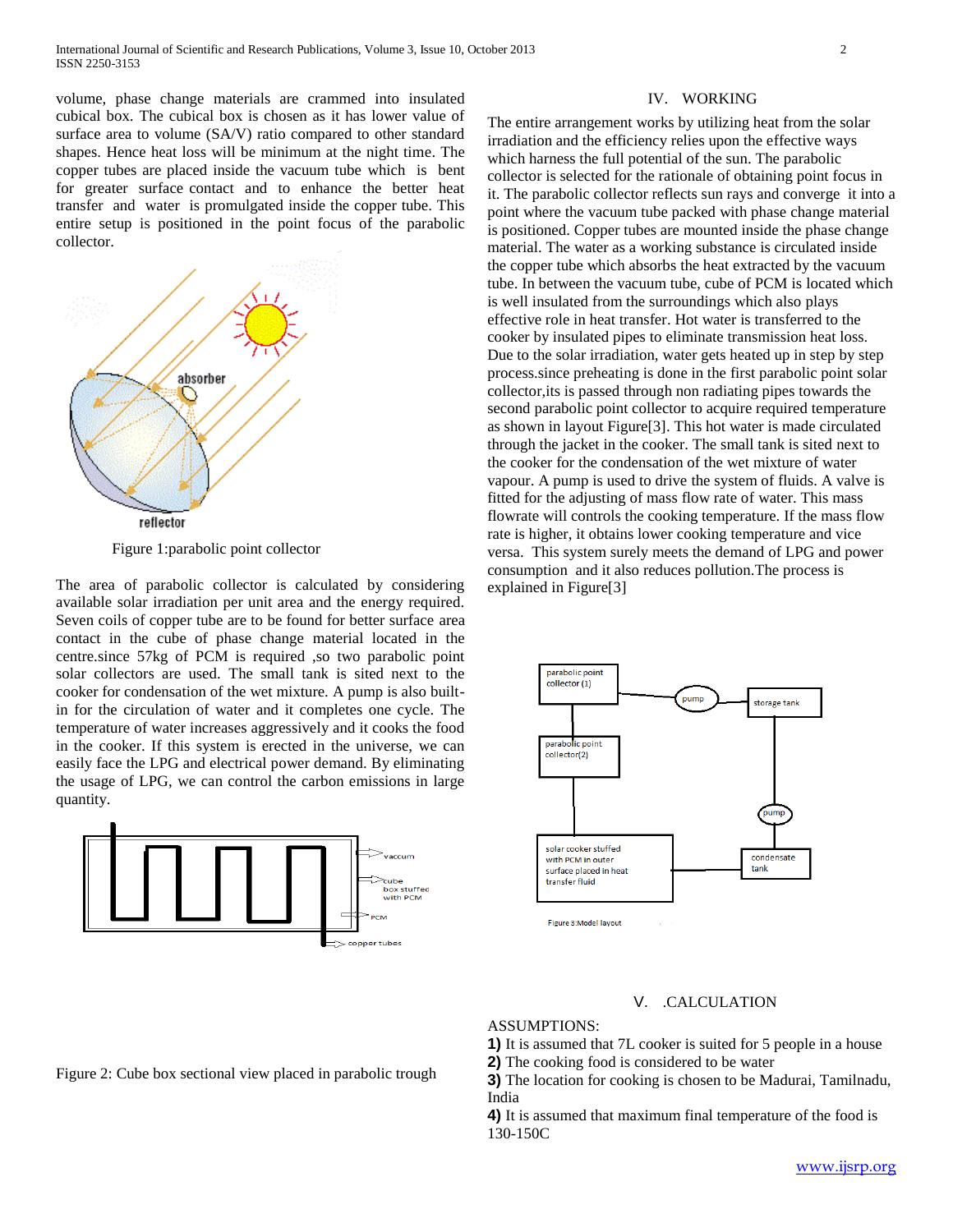volume, phase change materials are crammed into insulated cubical box. The cubical box is chosen as it has lower value of surface area to volume (SA/V) ratio compared to other standard shapes. Hence heat loss will be minimum at the night time. The copper tubes are placed inside the vacuum tube which is bent for greater surface contact and to enhance the better heat transfer and water is promulgated inside the copper tube. This entire setup is positioned in the point focus of the parabolic collector.

Figure 1:parabolic point collector

The area of parabolic collector is calculated by considering available solar irradiation per unit area and the energy required. Seven coils of copper tube are to be found for better surface area contact in the cube of phase change material located in the centre.since 57kg of PCM is required ,so two parabolic point solar collectors are used. The small tank is sited next to the cooker for condensation of the wet mixture. A pump is also built-in for the circulation of water and it completes one cycle. The temperature of water increases aggressively and it cooks the food in the cooker. If this system is erected in the universe, we can easily face the LPG and electrical power demand. By eliminating the usage of LPG, we can control the carbon emissions in large quantity.

Figure 2: Cube box sectional view placed in parabolic trough

## IV. WORKING

The entire arrangement works by utilizing heat from the solar irradiation and the efficiency relies upon the effective ways which harness the full potential of the sun. The parabolic collector is selected for the rationale of obtaining point focus in it. The parabolic collector reflects sun rays and converge it into a point where the vacuum tube packed with phase change material is positioned. Copper tubes are mounted inside the phase change material. The water as a working substance is circulated inside the copper tube which absorbs the heat extracted by the vacuum tube. In between the vacuum tube, cube of PCM is located which is well insulated from the surroundings which also plays effective role in heat transfer. Hot water is transferred to the cooker by insulated pipes to eliminate transmission heat loss. Due to the solar irradiation, water gets heated up in step by step process.since preheating is done in the first parabolic point solar collector,its is passed through non radiating pipes towards the second parabolic point collector to acquire required temperature as shown in layout Figure[3]. This hot water is made circulated through the jacket in the cooker. The small tank is sited next to the cooker for the condensation of the wet mixture of water vapour. A pump is used to drive the system of fluids. A valve is fitted for the adjusting of mass flow rate of water. This mass flowrate will controls the cooking temperature. If the mass flow rate is higher, it obtains lower cooking temperature and vice versa. This system surely meets the demand of LPG and power consumption and it also reduces pollution.The process is explained in Figure[3]

Figure 3:Model layout

## V. .CALCULATION

ASSUMPTIONS:

**1)** It is assumed that 7L cooker is suited for 5 people in a house

**2)** The cooking food is considered to be water

**3)** The location for cooking is chosen to be Madurai, Tamilnadu, India

**4)** It is assumed that maximum final temperature of the food is 130-150C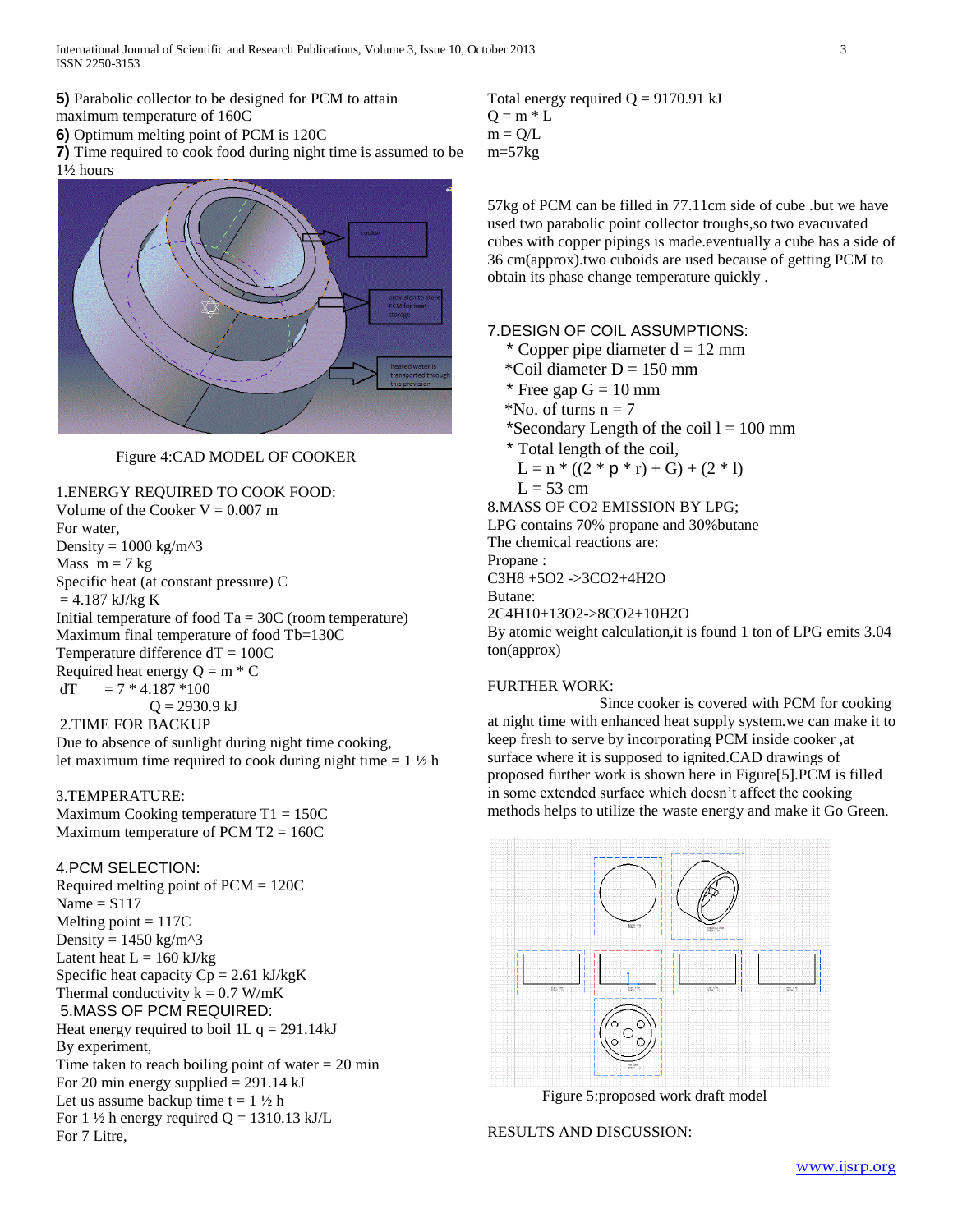**5)** Parabolic collector to be designed for PCM to attain maximum temperature of 160C

**6)** Optimum melting point of PCM is 120C

**7)** Time required to cook food during night time is assumed to be 1½ hours

Figure 4:CAD MODEL OF COOKER

1.ENERGY REQUIRED TO COOK FOOD:

Volume of the Cooker V = 0.007 m

For water,

Density = 1000 kg/m^3

Mass m = 7 kg

Specific heat (at constant pressure) C = 4.187 kJ/kg K

Initial temperature of food Ta = 30C (room temperature)

Maximum final temperature of food Tb=130C

Temperature difference dT = 100C

Required heat energy Q = m * C dT = 7 * 4.187 *100

Q = 2930.9 kJ

2.TIME FOR BACKUP

Due to absence of sunlight during night time cooking, let maximum time required to cook during night time = 1 ½ h

3.TEMPERATURE:

Maximum Cooking temperature T1 = 150C

Maximum temperature of PCM T2 = 160C

4.PCM SELECTION:

Required melting point of PCM = 120C

Name = S117

Melting point = 117C

Density = 1450 kg/m^3

Latent heat L = 160 kJ/kg

Specific heat capacity Cp = 2.61 kJ/kgK

Thermal conductivity k = 0.7 W/mK

5.MASS OF PCM REQUIRED:

Heat energy required to boil 1L q = 291.14kJ

By experiment,

Time taken to reach boiling point of water = 20 min

For 20 min energy supplied = 291.14 kJ

Let us assume backup time t = 1 ½ h

For 1 ½ h energy required Q = 1310.13 kJ/L

For 7 Litre,

Total energy required Q = 9170.91 kJ

Q = m * L

m = Q/L

m=57kg

57kg of PCM can be filled in 77.11cm side of cube .but we have used two parabolic point collector troughs,so two evacuvated cubes with copper pipings is made.eventually a cube has a side of 36 cm(approx).two cuboids are used because of getting PCM to obtain its phase change temperature quickly .

7.DESIGN OF COIL ASSUMPTIONS:

* Copper pipe diameter d = 12 mm
* Coil diameter D = 150 mm
* Free gap G = 10 mm
* No. of turns n = 7
* Secondary Length of the coil l = 100 mm
* Total length of the coil,

$L = n * ((2 * p * r) + G) + (2 * l)$

L = 53 cm

8.MASS OF CO2 EMISSION BY LPG;

LPG contains 70% propane and 30%butane

The chemical reactions are:

Propane :

$C_3H_8 + 5O_2 \rightarrow 3CO_2 + 4H_2O$

Butane:

$2C_4H_{10} + 13O_2 \rightarrow 8CO_2 + 10H_2O$

By atomic weight calculation,it is found 1 ton of LPG emits 3.04 ton(approx)

FURTHER WORK:

Since cooker is covered with PCM for cooking at night time with enhanced heat supply system.we can make it to keep fresh to serve by incorporating PCM inside cooker ,at surface where it is supposed to ignited.CAD drawings of proposed further work is shown here in Figure[5].PCM is filled in some extended surface which doesn't affect the cooking methods helps to utilize the waste energy and make it Go Green.

Figure 5:proposed work draft model

RESULTS AND DISCUSSION: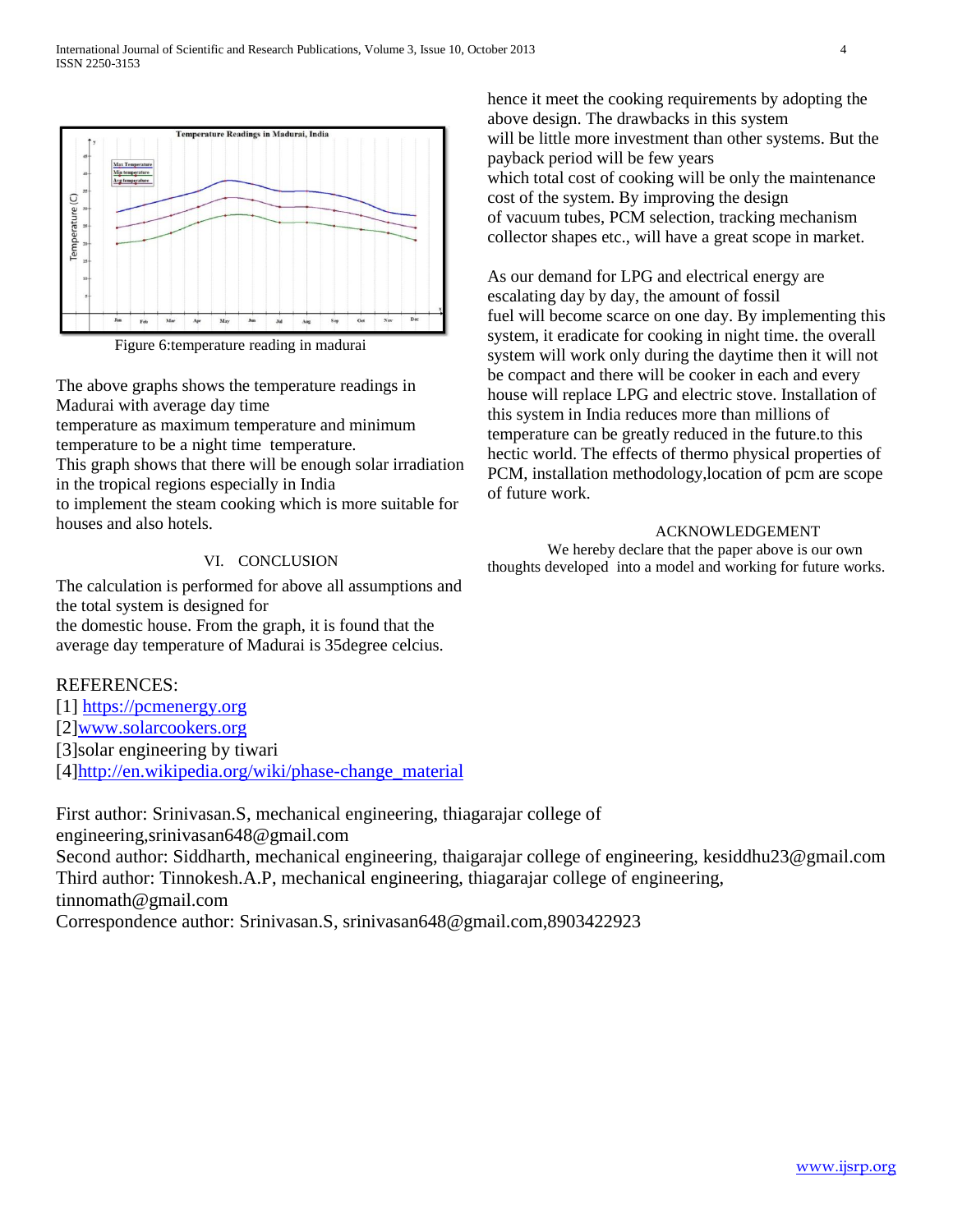Temperature Readings in Madurai, India

Max Temperature
Min temperature
Avg temperature

Temperature (C)

Jan Feb Mar Apr May Jun Jul Aug Sep Oct Nov Dec

Figure 6:temperature reading in madurai

The above graphs shows the temperature readings in Madurai with average day time temperature as maximum temperature and minimum temperature to be a night time temperature.
This graph shows that there will be enough solar irradiation in the tropical regions especially in India to implement the steam cooking which is more suitable for houses and also hotels.

## VI. CONCLUSION

The calculation is performed for above all assumptions and the total system is designed for the domestic house. From the graph, it is found that the average day temperature of Madurai is 35degree celcius.

hence it meet the cooking requirements by adopting the above design. The drawbacks in this system will be little more investment than other systems. But the payback period will be few years which total cost of cooking will be only the maintenance cost of the system. By improving the design of vacuum tubes, PCM selection, tracking mechanism collector shapes etc., will have a great scope in market.

As our demand for LPG and electrical energy are escalating day by day, the amount of fossil fuel will become scarce on one day. By implementing this system, it eradicate for cooking in night time. the overall system will work only during the daytime then it will not be compact and there will be cooker in each and every house will replace LPG and electric stove. Installation of this system in India reduces more than millions of temperature can be greatly reduced in the future.to this hectic world. The effects of thermo physical properties of PCM, installation methodology,location of pcm are scope of future work.

## ACKNOWLEDGEMENT

We hereby declare that the paper above is our own thoughts developed into a model and working for future works.

## REFERENCES:

[1] https://pcmenergy.org
[2]www.solarcookers.org
[3]solar engineering by tiwari
[4]http://en.wikipedia.org/wiki/phase-change_material

First author: Srinivasan.S, mechanical engineering, thiagarajar college of engineering,srinivasan648@gmail.com
Second author: Siddharth, mechanical engineering, thaigarajar college of engineering, kesiddhu23@gmail.com
Third author: Tinnokesh.A.P, mechanical engineering, thiagarajar college of engineering, tinnomath@gmail.com
Correspondence author: Srinivasan.S, srinivasan648@gmail.com,8903422923